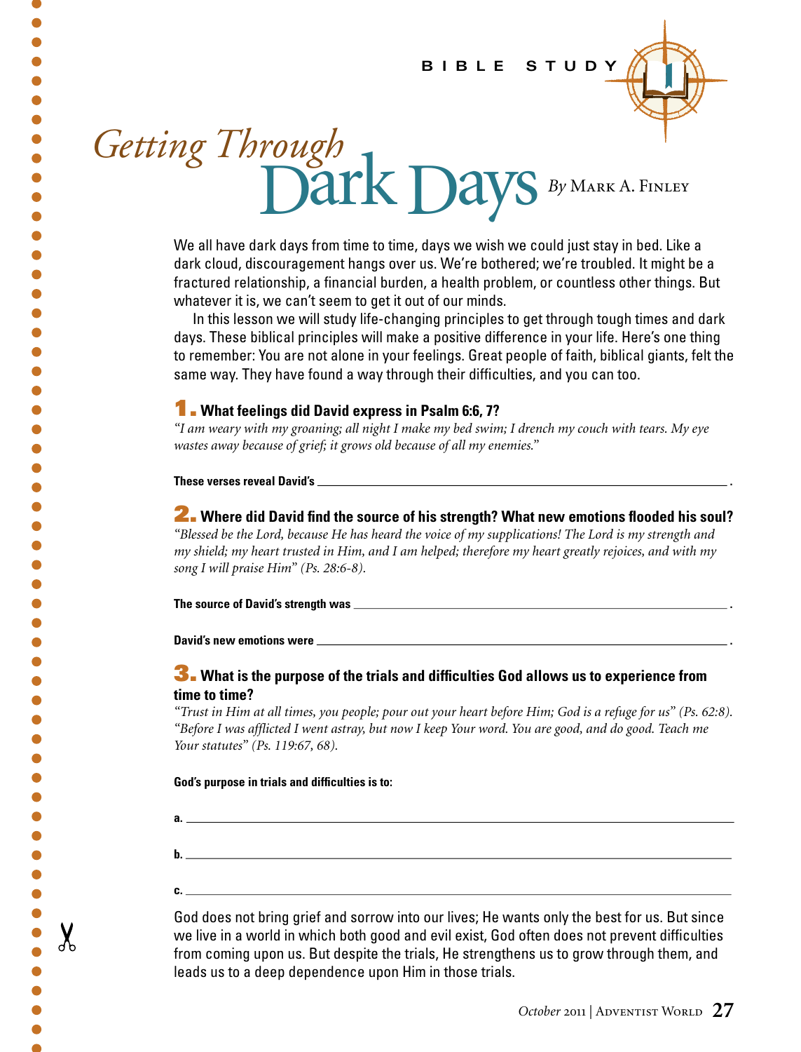BIBLE STUDY

# Getting Through Dark Days

By Mark A. Finley

We all have dark days from time to time, days we wish we could just stay in bed. Like a dark cloud, discouragement hangs over us. We're bothered; we're troubled. It might be a fractured relationship, a financial burden, a health problem, or countless other things. But whatever it is, we can't seem to get it out of our minds.

In this lesson we will study life-changing principles to get through tough times and dark days. These biblical principles will make a positive difference in your life. Here's one thing to remember: You are not alone in your feelings. Great people of faith, biblical giants, felt the same way. They have found a way through their difficulties, and you can too.

## 1. What feelings did David express in Psalm 6:6, 7?

*"I am weary with my groaning; all night I make my bed swim; I drench my couch with tears. My eye wastes away because of grief; it grows old because of all my enemies."*

**These verses reveal David's** ______________________________.

## 2. Where did David find the source of his strength? What new emotions flooded his soul?

*"Blessed be the Lord, because He has heard the voice of my supplications! The Lord is my strength and my shield; my heart trusted in Him, and I am helped; therefore my heart greatly rejoices, and with my song I will praise Him" (Ps. 28:6-8).*

**The source of David's strength was** ______________________________.

**David's new emotions were** ______________________________.

## 3. What is the purpose of the trials and difficulties God allows us to experience from time to time?

*"Trust in Him at all times, you people; pour out your heart before Him; God is a refuge for us" (Ps. 62:8). "Before I was afflicted I went astray, but now I keep Your word. You are good, and do good. Teach me Your statutes" (Ps. 119:67, 68).*

**God's purpose in trials and difficulties is to:**

**a.** ______________________________

**b.** ______________________________

**c.** ______________________________

God does not bring grief and sorrow into our lives; He wants only the best for us. But since we live in a world in which both good and evil exist, God often does not prevent difficulties from coming upon us. But despite the trials, He strengthens us to grow through them, and leads us to a deep dependence upon Him in those trials.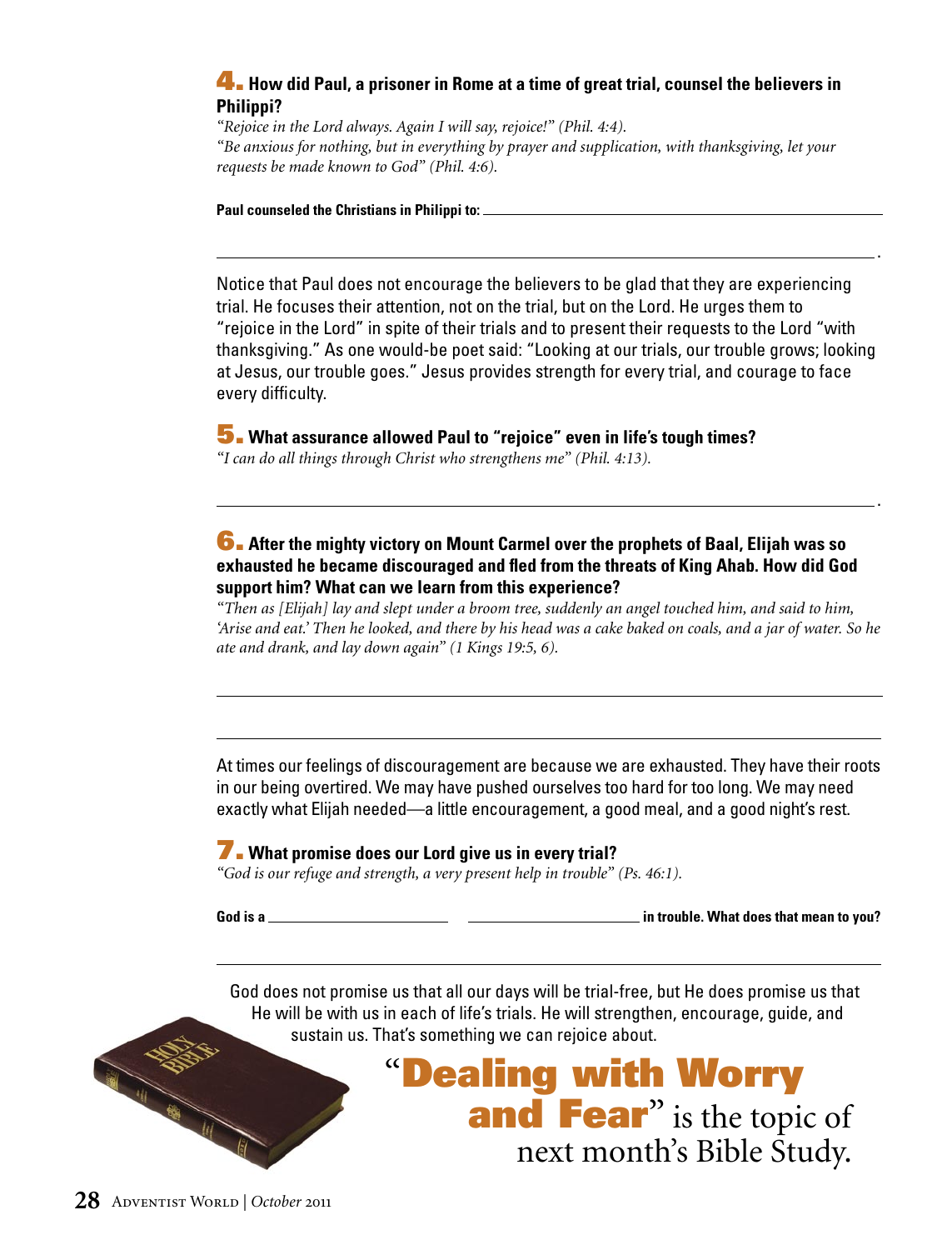**4. How did Paul, a prisoner in Rome at a time of great trial, counsel the believers in Philippi?**

*"Rejoice in the Lord always. Again I will say, rejoice!" (Phil. 4:4).*
*"Be anxious for nothing, but in everything by prayer and supplication, with thanksgiving, let your requests be made known to God" (Phil. 4:6).*

**Paul counseled the Christians in Philippi to:** ______________________________________________

______________________________________________.

Notice that Paul does not encourage the believers to be glad that they are experiencing trial. He focuses their attention, not on the trial, but on the Lord. He urges them to "rejoice in the Lord" in spite of their trials and to present their requests to the Lord "with thanksgiving." As one would-be poet said: "Looking at our trials, our trouble grows; looking at Jesus, our trouble goes." Jesus provides strength for every trial, and courage to face every difficulty.

**5. What assurance allowed Paul to "rejoice" even in life's tough times?**

*"I can do all things through Christ who strengthens me" (Phil. 4:13).*

______________________________________________.

**6. After the mighty victory on Mount Carmel over the prophets of Baal, Elijah was so exhausted he became discouraged and fled from the threats of King Ahab. How did God support him? What can we learn from this experience?**

*"Then as [Elijah] lay and slept under a broom tree, suddenly an angel touched him, and said to him, 'Arise and eat.' Then he looked, and there by his head was a cake baked on coals, and a jar of water. So he ate and drank, and lay down again" (1 Kings 19:5, 6).*

______________________________________________

______________________________________________

At times our feelings of discouragement are because we are exhausted. They have their roots in our being overtired. We may have pushed ourselves too hard for too long. We may need exactly what Elijah needed—a little encouragement, a good meal, and a good night's rest.

**7. What promise does our Lord give us in every trial?**

*"God is our refuge and strength, a very present help in trouble" (Ps. 46:1).*

**God is a** ____________________ ____________________ **in trouble. What does that mean to you?**

______________________________________________

God does not promise us that all our days will be trial-free, but He does promise us that He will be with us in each of life's trials. He will strengthen, encourage, guide, and sustain us. That's something we can rejoice about.

"**Dealing with Worry and Fear**" is the topic of next month's Bible Study.